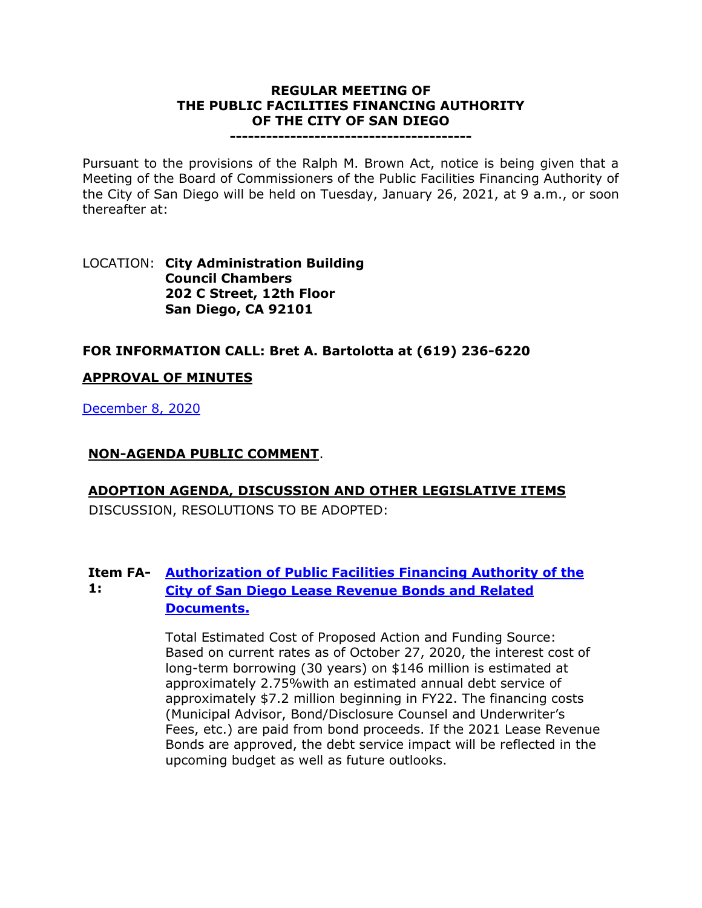# REGULAR MEETING OF THE PUBLIC FACILITIES FINANCING AUTHORITY OF THE CITY OF SAN DIEGO

---------------------------------------

Pursuant to the provisions of the Ralph M. Brown Act, notice is being given that a Meeting of the Board of Commissioners of the Public Facilities Financing Authority of the City of San Diego will be held on Tuesday, January 26, 2021, at 9 a.m., or soon thereafter at:

LOCATION: **City Administration Building**
**Council Chambers**
**202 C Street, 12th Floor**
**San Diego, CA 92101**

**FOR INFORMATION CALL: Bret A. Bartolotta at (619) 236-6220**

## APPROVAL OF MINUTES

December 8, 2020

## NON-AGENDA PUBLIC COMMENT.

## ADOPTION AGENDA, DISCUSSION AND OTHER LEGISLATIVE ITEMS

DISCUSSION, RESOLUTIONS TO BE ADOPTED:

**Item FA-1:** **Authorization of Public Facilities Financing Authority of the City of San Diego Lease Revenue Bonds and Related Documents.**

Total Estimated Cost of Proposed Action and Funding Source: Based on current rates as of October 27, 2020, the interest cost of long-term borrowing (30 years) on $146 million is estimated at approximately 2.75%with an estimated annual debt service of approximately $7.2 million beginning in FY22. The financing costs (Municipal Advisor, Bond/Disclosure Counsel and Underwriter's Fees, etc.) are paid from bond proceeds. If the 2021 Lease Revenue Bonds are approved, the debt service impact will be reflected in the upcoming budget as well as future outlooks.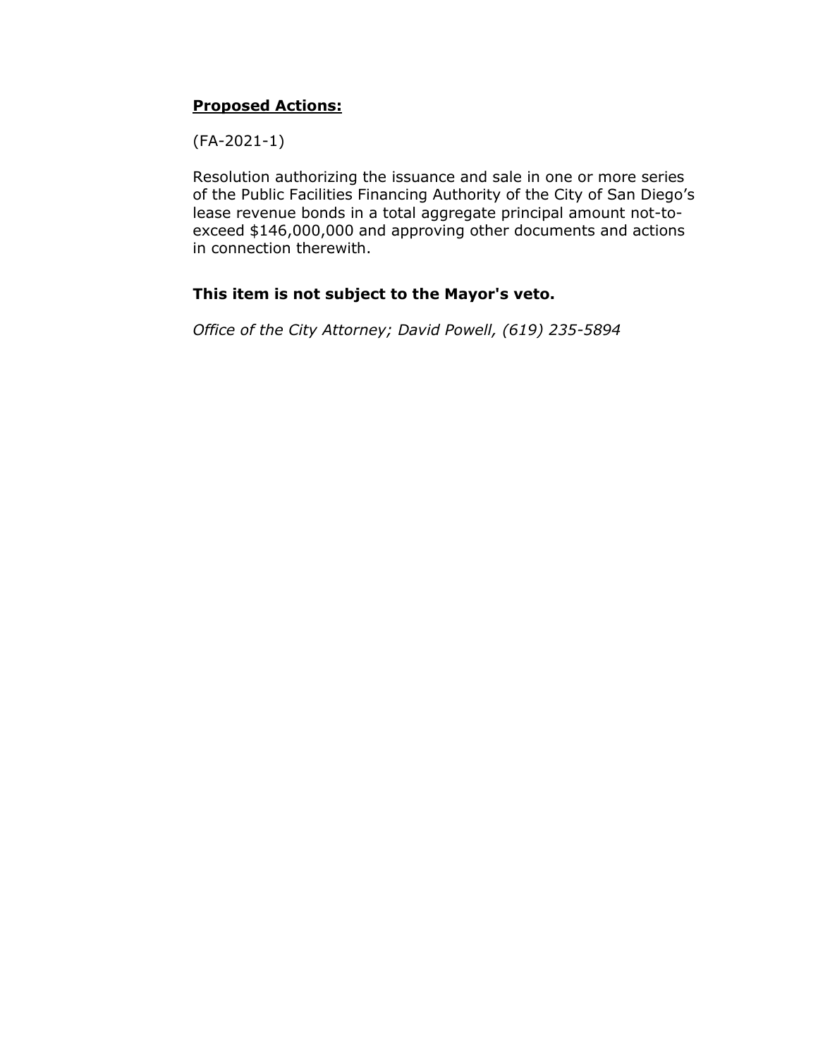**<u>Proposed Actions:</u>**

(FA-2021-1)

Resolution authorizing the issuance and sale in one or more series of the Public Facilities Financing Authority of the City of San Diego's lease revenue bonds in a total aggregate principal amount not-to-exceed $146,000,000 and approving other documents and actions in connection therewith.

**This item is not subject to the Mayor's veto.**

*Office of the City Attorney; David Powell, (619) 235-5894*